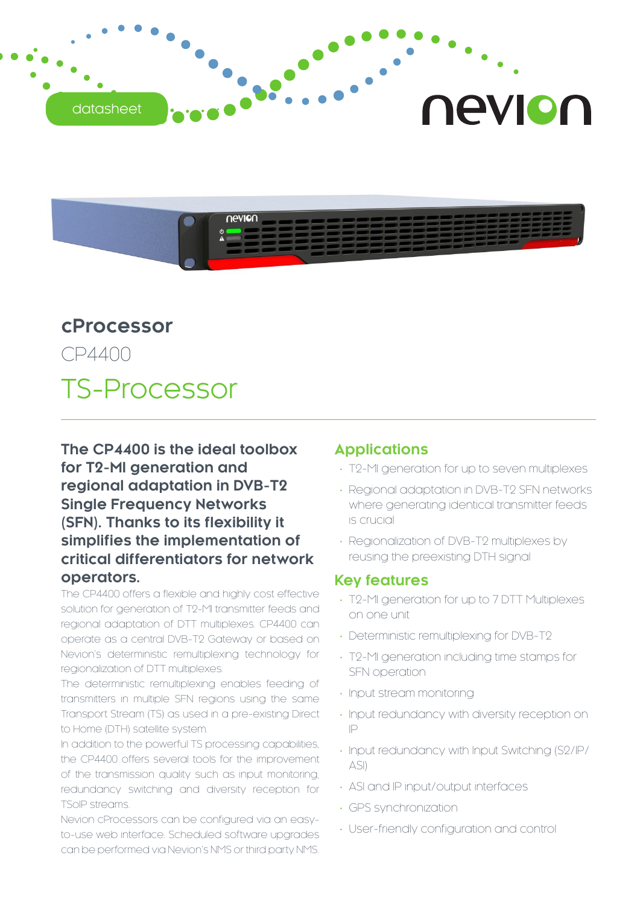datasheet

nevion

# cProcessor

## CP4400

## TS-Processor

**The CP4400 is the ideal toolbox for T2-MI generation and regional adaptation in DVB-T2 Single Frequency Networks (SFN). Thanks to its flexibility it simplifies the implementation of critical differentiators for network operators.**

The CP4400 offers a flexible and highly cost effective solution for generation of T2-MI transmitter feeds and regional adaptation of DTT multiplexes. CP4400 can operate as a central DVB-T2 Gateway or based on Nevion's deterministic remultiplexing technology for regionalization of DTT multiplexes.

The deterministic remultiplexing enables feeding of transmitters in multiple SFN regions using the same Transport Stream (TS) as used in a pre-existing Direct to Home (DTH) satellite system.

In addition to the powerful TS processing capabilities, the CP4400 offers several tools for the improvement of the transmission quality such as input monitoring, redundancy switching and diversity reception for TSoIP streams.

Nevion cProcessors can be configured via an easy-to-use web interface. Scheduled software upgrades can be performed via Nevion's NMS or third party NMS.

### Applications

- T2-MI generation for up to seven multiplexes
- Regional adaptation in DVB-T2 SFN networks where generating identical transmitter feeds is crucial
- Regionalization of DVB-T2 multiplexes by reusing the preexisting DTH signal

### Key features

- T2-MI generation for up to 7 DTT Multiplexes on one unit
- Deterministic remultiplexing for DVB-T2
- T2-MI generation including time stamps for SFN operation
- Input stream monitoring
- Input redundancy with diversity reception on IP
- Input redundancy with Input Switching (S2/IP/ASI)
- ASI and IP input/output interfaces
- GPS synchronization
- User-friendly configuration and control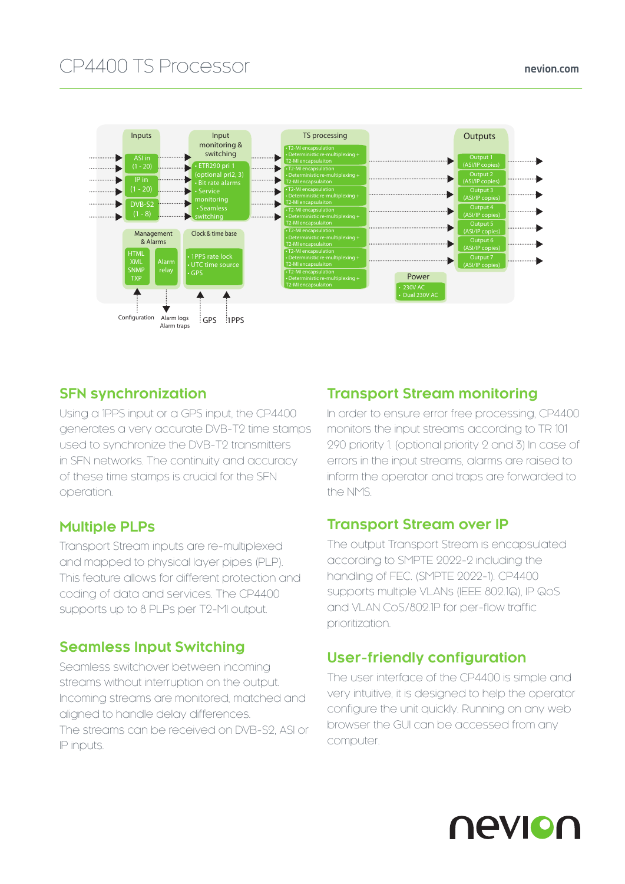# CP4400 TS Processor

## SFN synchronization

Using a 1PPS input or a GPS input, the CP4400 generates a very accurate DVB-T2 time stamps used to synchronize the DVB-T2 transmitters in SFN networks. The continuity and accuracy of these time stamps is crucial for the SFN operation.

## Multiple PLPs

Transport Stream inputs are re-multiplexed and mapped to physical layer pipes (PLP). This feature allows for different protection and coding of data and services. The CP4400 supports up to 8 PLPs per T2-MI output.

## Seamless Input Switching

Seamless switchover between incoming streams without interruption on the output. Incoming streams are monitored, matched and aligned to handle delay differences. The streams can be received on DVB-S2, ASI or IP inputs.

## Transport Stream monitoring

In order to ensure error free processing, CP4400 monitors the input streams according to TR 101 290 priority 1. (optional priority 2 and 3) In case of errors in the input streams, alarms are raised to inform the operator and traps are forwarded to the NMS.

## Transport Stream over IP

The output Transport Stream is encapsulated according to SMPTE 2022-2 including the handling of FEC. (SMPTE 2022-1). CP4400 supports multiple VLANs (IEEE 802.1Q), IP QoS and VLAN CoS/802.1P for per-flow traffic prioritization.

## User-friendly configuration

The user interface of the CP4400 is simple and very intuitive, it is designed to help the operator configure the unit quickly. Running on any web browser the GUI can be accessed from any computer.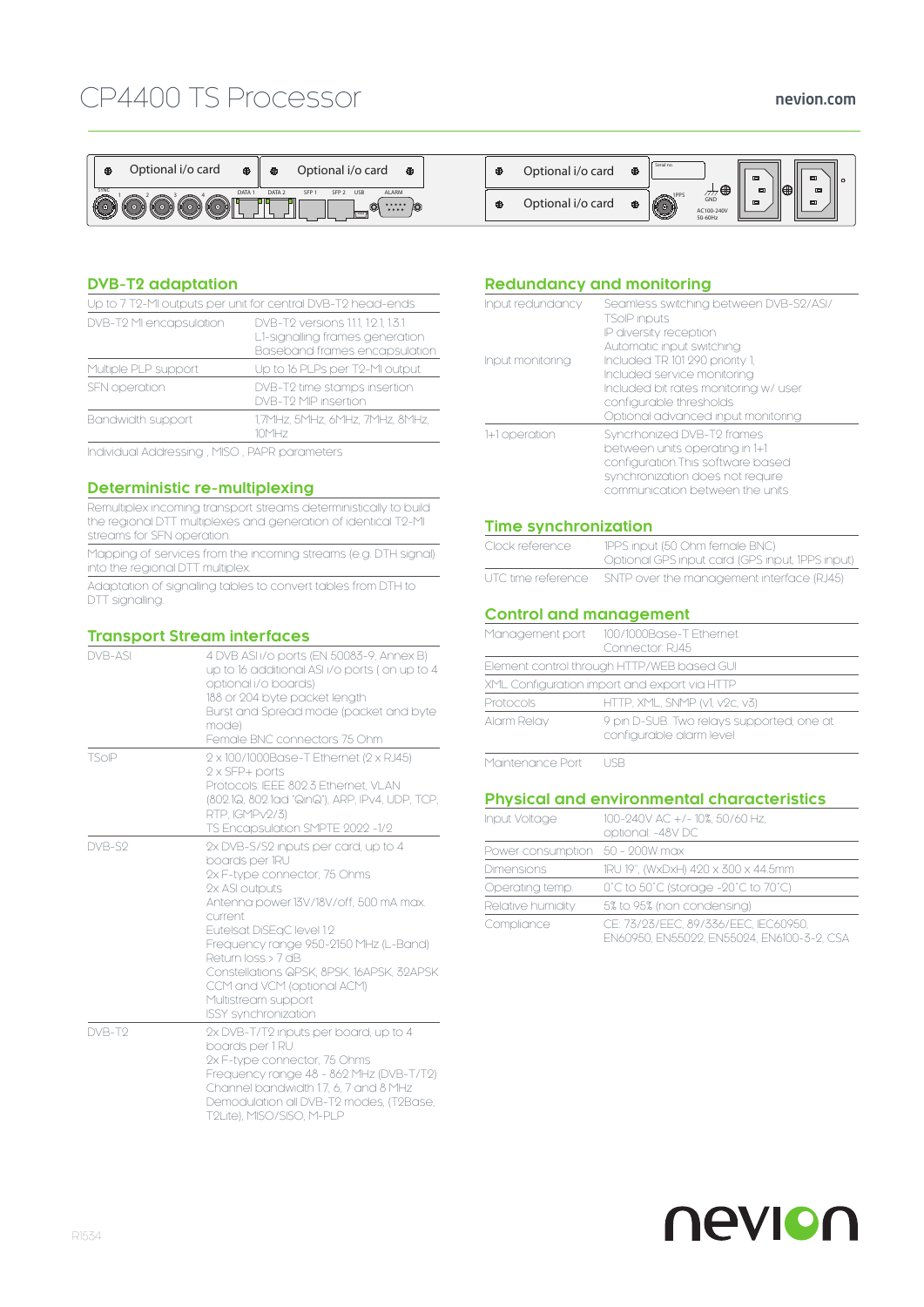# CP4400 TS Processor

## DVB-T2 adaptation

| Up to 7 T2-MI outputs per unit for central DVB-T2 head-ends | |
|---|---|
| DVB-T2 MI encapsulation | DVB-T2 versions 1.1.1, 1.2.1, 1.3.1<br>L1-signalling frames generation<br>Baseband frames encapsulation |
| Multiple PLP support | Up to 16 PLPs per T2-MI output |
| SFN operation | DVB-T2 time stamps insertion<br>DVB-T2 MIP insertion |
| Bandwidth support | 1.7MHz, 5MHz, 6MHz, 7MHz, 8MHz, 10MHz |

Individual Addressing , MISO , PAPR parameters

## Deterministic re-multiplexing

Remultiplex incoming transport streams deterministically to build the regional DTT multiplexes and generation of identical T2-MI streams for SFN operation

Mapping of services from the incoming streams (e.g. DTH signal) into the regional DTT multiplex

Adaptation of signalling tables to convert tables from DTH to DTT signalling

## Transport Stream interfaces

| | |
|---|---|
| DVB-ASI | 4 DVB ASI i/o ports (EN 50083-9, Annex B)<br>up to 16 additional ASI i/o ports ( on up to 4 optional i/o boards)<br>188 or 204 byte packet length<br>Burst and Spread mode (packet and byte mode)<br>Female BNC connectors 75 Ohm |
| TSoIP | 2 x 100/1000Base-T Ethernet (2 x RJ45)<br>2 x SFP+ ports<br>Protocols: IEEE 802.3 Ethernet, VLAN (802.1Q, 802.1ad "QinQ"), ARP, IPv4, UDP, TCP, RTP, IGMPv2/3)<br>TS Encapsulation SMPTE 2022 -1/2 |
| DVB-S2 | 2x DVB-S/S2 inputs per card, up to 4 boards per 1RU<br>2x F-type connector, 75 Ohms<br>2x ASI outputs<br>Antenna power 13V/18V/off, 500 mA max current<br>Eutelsat DiSEqC level 1.2<br>Frequency range 950-2150 MHz (L-Band)<br>Return loss > 7 dB<br>Constellations QPSK, 8PSK, 16APSK, 32APSK<br>CCM and VCM (optional ACM)<br>Multistream support<br>ISSY synchronization |
| DVB-T2 | 2x DVB-T/T2 inputs per board, up to 4 boards per 1 RU<br>2x F-type connector, 75 Ohms<br>Frequency range 48 - 862 MHz (DVB-T/T2)<br>Channel bandwidth 1.7, 6, 7 and 8 MHz<br>Demodulation all DVB-T2 modes, (T2Base, T2Lite), MISO/SISO, M-PLP |

## Redundancy and monitoring

| | |
|---|---|
| Input redundancy | Seamless switching between DVB-S2/ASI/TSoIP inputs<br>IP diversity reception<br>Automatic input switching |
| Input monitoring | Included TR 101 290 priority 1,<br>Included service monitoring<br>Included bit rates monitoring w/ user configurable thresholds<br>Optional advanced input monitoring |
| 1+1 operation | Synchronized DVB-T2 frames between units operating in 1+1 configuration.This software based synchronization does not require communication between the units |

## Time synchronization

| | |
|---|---|
| Clock reference | 1PPS input (50 Ohm female BNC)<br>Optional GPS input card (GPS input, 1PPS input) |
| UTC time reference | SNTP over the management interface (RJ45) |

## Control and management

| | |
|---|---|
| Management port | 100/1000Base-T Ethernet<br>Connector: RJ45 |
| Element control through HTTP/WEB based GUI | |
| XML Configuration import and export via HTTP | |
| Protocols | HTTP, XML, SNMP (v1, v2c, v3) |
| Alarm Relay | 9 pin D-SUB. Two relays supported, one at configurable alarm level |
| Maintenance Port | USB |

## Physical and environmental characteristics

| | |
|---|---|
| Input Voltage | 100-240V AC +/- 10%, 50/60 Hz, optional: -48V DC |
| Power consumption | 50 - 200W max |
| Dimensions | 1RU 19", (WxDxH) 420 x 300 x 44.5mm |
| Operating temp | 0˚C to 50˚C (storage -20˚C to 70˚C) |
| Relative humidity | 5% to 95% (non condensing) |
| Compliance | CE: 73/23/EEC, 89/336/EEC, IEC60950, EN60950, EN55022, EN55024, EN6100-3-2, CSA |

R1534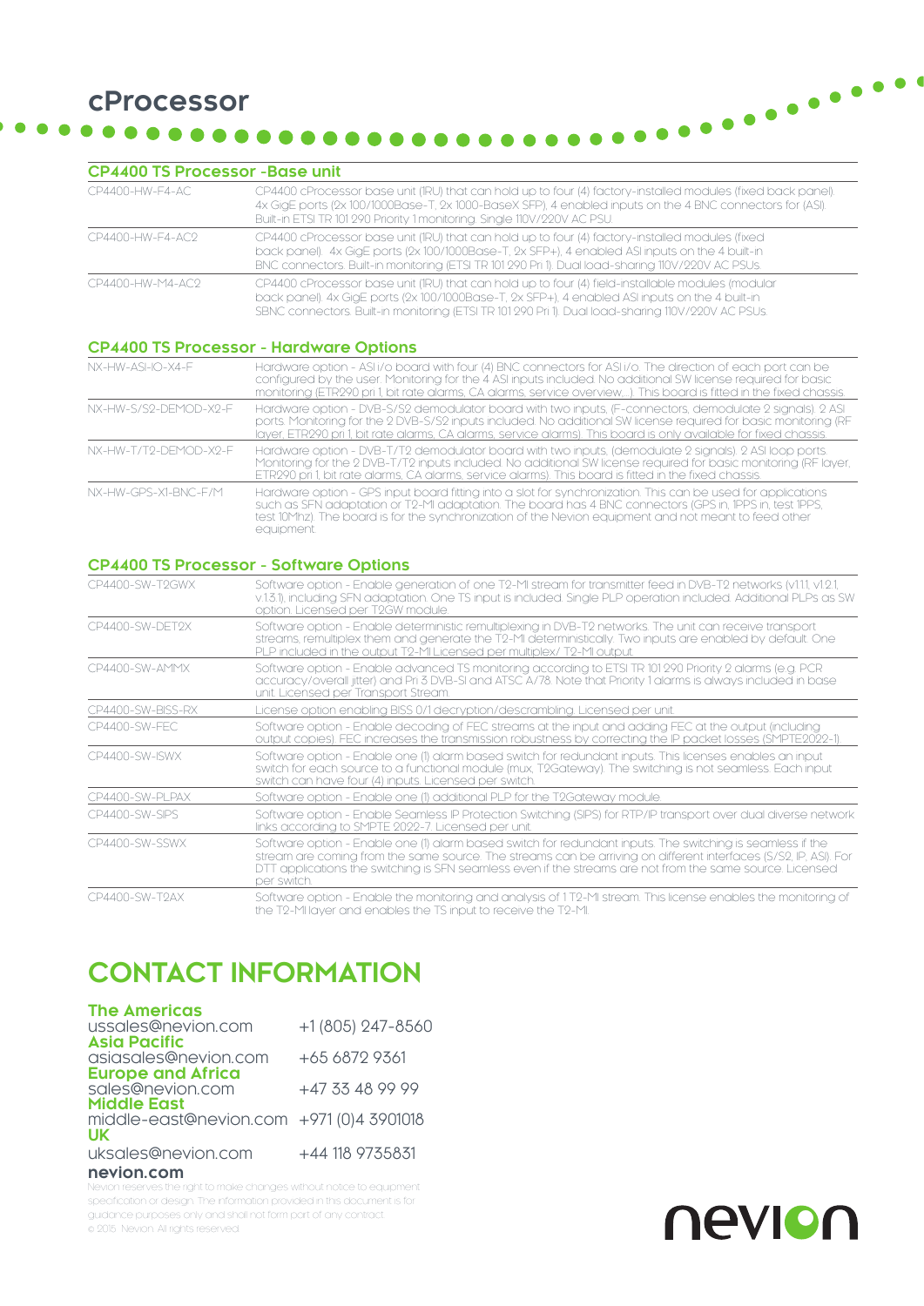# cProcessor

## CP4400 TS Processor -Base unit

| | |
|---|---|
| CP4400-HW-F4-AC | CP4400 cProcessor base unit (1RU) that can hold up to four (4) factory-installed modules (fixed back panel). 4x GigE ports (2x 100/1000Base-T, 2x 1000-BaseX SFP), 4 enabled inputs on the 4 BNC connectors for (ASI). Built-in ETSI TR 101 290 Priority 1 monitoring. Single 110V/220V AC PSU. |
| CP4400-HW-F4-AC2 | CP4400 cProcessor base unit (1RU) that can hold up to four (4) factory-installed modules (fixed back panel). 4x GigE ports (2x 100/1000Base-T, 2x SFP+), 4 enabled ASI inputs on the 4 built-in BNC connectors. Built-in monitoring (ETSI TR 101 290 Pri 1). Dual load-sharing 110V/220V AC PSUs. |
| CP4400-HW-M4-AC2 | CP4400 cProcessor base unit (1RU) that can hold up to four (4) field-installable modules (modular back panel). 4x GigE ports (2x 100/1000Base-T, 2x SFP+), 4 enabled ASI inputs on the 4 built-in SBNC connectors. Built-in monitoring (ETSI TR 101 290 Pri 1). Dual load-sharing 110V/220V AC PSUs. |

## CP4400 TS Processor - Hardware Options

| | |
|---|---|
| NX-HW-ASI-IO-X4-F | Hardware option - ASI i/o board with four (4) BNC connectors for ASI i/o. The direction of each port can be configured by the user. Monitoring for the 4 ASI inputs included. No additional SW license required for basic monitoring (ETR290 pri 1, bit rate alarms, CA alarms, service overview,...). This board is fitted in the fixed chassis. |
| NX-HW-S/S2-DEMOD-X2-F | Hardware option - DVB-S/S2 demodulator board with two inputs, (F-connectors, demodulate 2 signals). 2 ASI ports. Monitoring for the 2 DVB-S/S2 inputs included. No additional SW license required for basic monitoring (RF layer, ETR290 pri 1, bit rate alarms, CA alarms, service alarms). This board is only available for fixed chassis. |
| NX-HW-T/T2-DEMOD-X2-F | Hardware option - DVB-T/T2 demodulator board with two inputs, (demodulate 2 signals). 2 ASI loop ports. Monitoring for the 2 DVB-T/T2 inputs included. No additional SW license required for basic monitoring (RF layer, ETR290 pri 1, bit rate alarms, CA alarms, service alarms). This board is fitted in the fixed chassis. |
| NX-HW-GPS-X1-BNC-F/M | Hardware option - GPS input board fitting into a slot for synchronization. This can be used for applications such as SFN adaptation or T2-MI adaptation. The board has 4 BNC connectors (GPS in, 1PPS in, test 1PPS, test 10Mhz). The board is for the synchronization of the Nevion equipment and not meant to feed other equipment. |

## CP4400 TS Processor - Software Options

| | |
|---|---|
| CP4400-SW-T2GWX | Software option - Enable generation of one T2-MI stream for transmitter feed in DVB-T2 networks (v1.1.1, v1.2.1, v.1.3.1), including SFN adaptation. One TS input is included. Single PLP operation included. Additional PLPs as SW option. Licensed per T2GW module. |
| CP4400-SW-DET2X | Software option - Enable deterministic remultiplexing in DVB-T2 networks. The unit can receive transport streams, remultiplex them and generate the T2-MI deterministically. Two inputs are enabled by default. One PLP included in the output T2-MI Licensed per multiplex/ T2-MI output. |
| CP4400-SW-AMMX | Software option - Enable advanced TS monitoring according to ETSI TR 101 290 Priority 2 alarms (e.g. PCR accuracy/overall jitter) and Pri 3 DVB-SI and ATSC A/78. Note that Priority 1 alarms is always included in base unit. Licensed per Transport Stream. |
| CP4400-SW-BISS-RX | License option enabling BISS 0/1 decryption/descrambling. Licensed per unit. |
| CP4400-SW-FEC | Software option - Enable decoding of FEC streams at the input and adding FEC at the output (including output copies). FEC increases the transmission robustness by correcting the IP packet losses (SMPTE2022-1). |
| CP4400-SW-ISWX | Software option - Enable one (1) alarm based switch for redundant inputs. This licenses enables an input switch for each source to a functional module (mux, T2Gateway). The switching is not seamless. Each input switch can have four (4) inputs. Licensed per switch. |
| CP4400-SW-PLPAX | Software option - Enable one (1) additional PLP for the T2Gateway module. |
| CP4400-SW-SIPS | Software option - Enable Seamless IP Protection Switching (SIPS) for RTP/IP transport over dual diverse network links according to SMPTE 2022-7. Licensed per unit. |
| CP4400-SW-SSWX | Software option - Enable one (1) alarm based switch for redundant inputs. The switching is seamless if the stream are coming from the same source. The streams can be arriving on different interfaces (S/S2, IP, ASI). For DTT applications the switching is SFN seamless even if the streams are not from the same source. Licensed per switch. |
| CP4400-SW-T2AX | Software option - Enable the monitoring and analysis of 1 T2-MI stream. This license enables the monitoring of the T2-MI layer and enables the TS input to receive the T2-MI. |

# CONTACT INFORMATION

**The Americas**
ussales@nevion.com +1 (805) 247-8560

**Asia Pacific**
asiasales@nevion.com +65 6872 9361

**Europe and Africa**
sales@nevion.com +47 33 48 99 99

**Middle East**
middle-east@nevion.com +971 (0)4 3901018

**UK**
uksales@nevion.com +44 118 9735831

**nevion.com**

Nevion reserves the right to make changes without notice to equipment specification or design. The information provided in this document is for guidance purposes only and shall not form part of any contract.
© 2015 Nevion. All rights reserved.

nevion